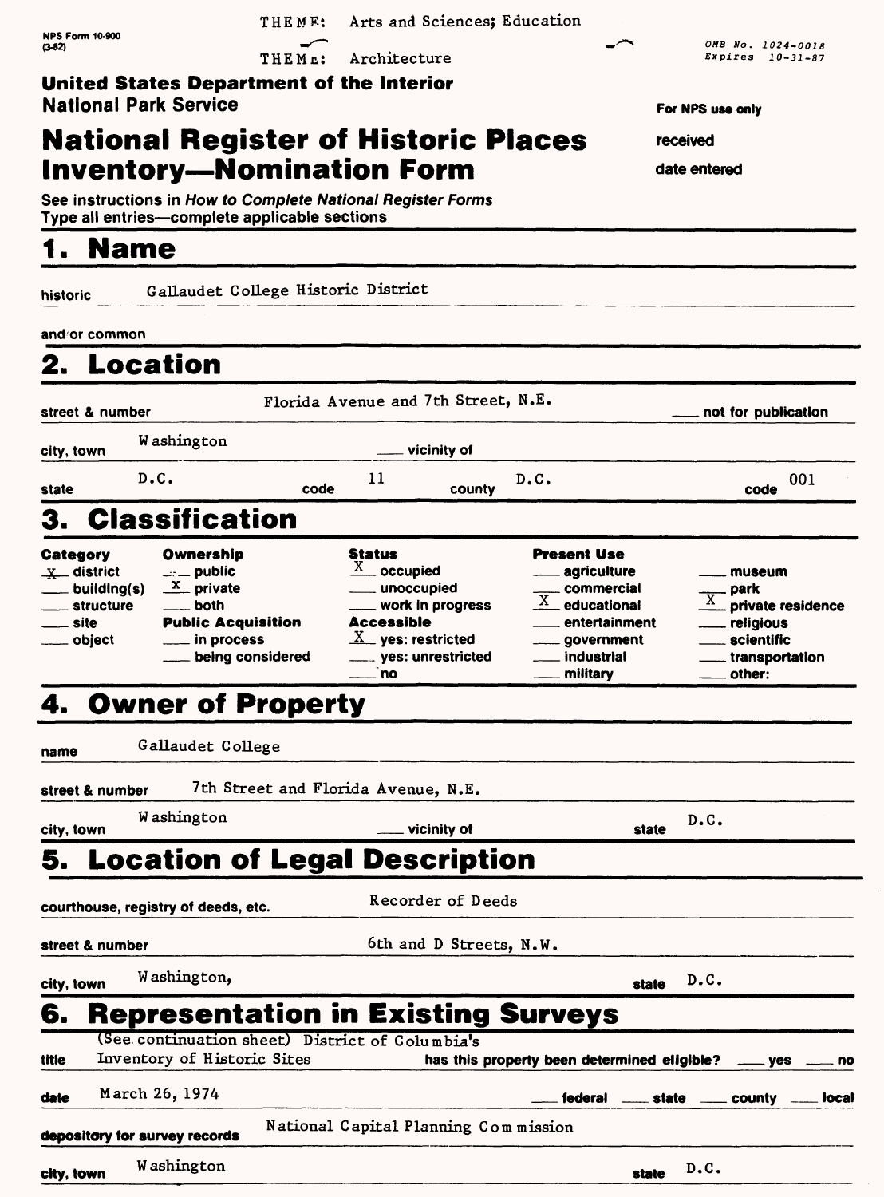THEME: Arts and Sciences; Education

THEME: Architecture

NPS Form 10-900 (3-82)

OMB No. 1024-0018
Expires 10-31-87

**United States Department of the Interior**
**National Park Service**

For NPS use only

received

date entered

# National Register of Historic Places Inventory—Nomination Form

See instructions in *How to Complete National Register Forms*
Type all entries—complete applicable sections

## 1. Name

historic: Gallaudet College Historic District

and/or common:

## 2. Location

street & number: Florida Avenue and 7th Street, N.E. ___ not for publication

city, town: Washington ___ vicinity of

state: D.C. code: 11 county: D.C. code: 001

## 3. Classification

| Category | Ownership | Status | Present Use | |
|---|---|---|---|---|
| X district | ___ public | X occupied | ___ agriculture | ___ museum |
| ___ building(s) | X private | ___ unoccupied | ___ commercial | ___ park |
| ___ structure | ___ both | ___ work in progress | X educational | X private residence |
| ___ site | **Public Acquisition** | **Accessible** | ___ entertainment | ___ religious |
| ___ object | ___ in process | X yes: restricted | ___ government | ___ scientific |
| | ___ being considered | ___ yes: unrestricted | ___ industrial | ___ transportation |
| | | ___ no | ___ military | ___ other: |

## 4. Owner of Property

name: Gallaudet College

street & number: 7th Street and Florida Avenue, N.E.

city, town: Washington ___ vicinity of state: D.C.

## 5. Location of Legal Description

courthouse, registry of deeds, etc.: Recorder of Deeds

street & number: 6th and D Streets, N.W.

city, town: Washington, state: D.C.

## 6. Representation in Existing Surveys

title: (See continuation sheet) District of Columbia's Inventory of Historic Sites — has this property been determined eligible? ___ yes ___ no

date: March 26, 1974 ___ federal ___ state ___ county ___ local

depository for survey records: National Capital Planning Commission

city, town: Washington state: D.C.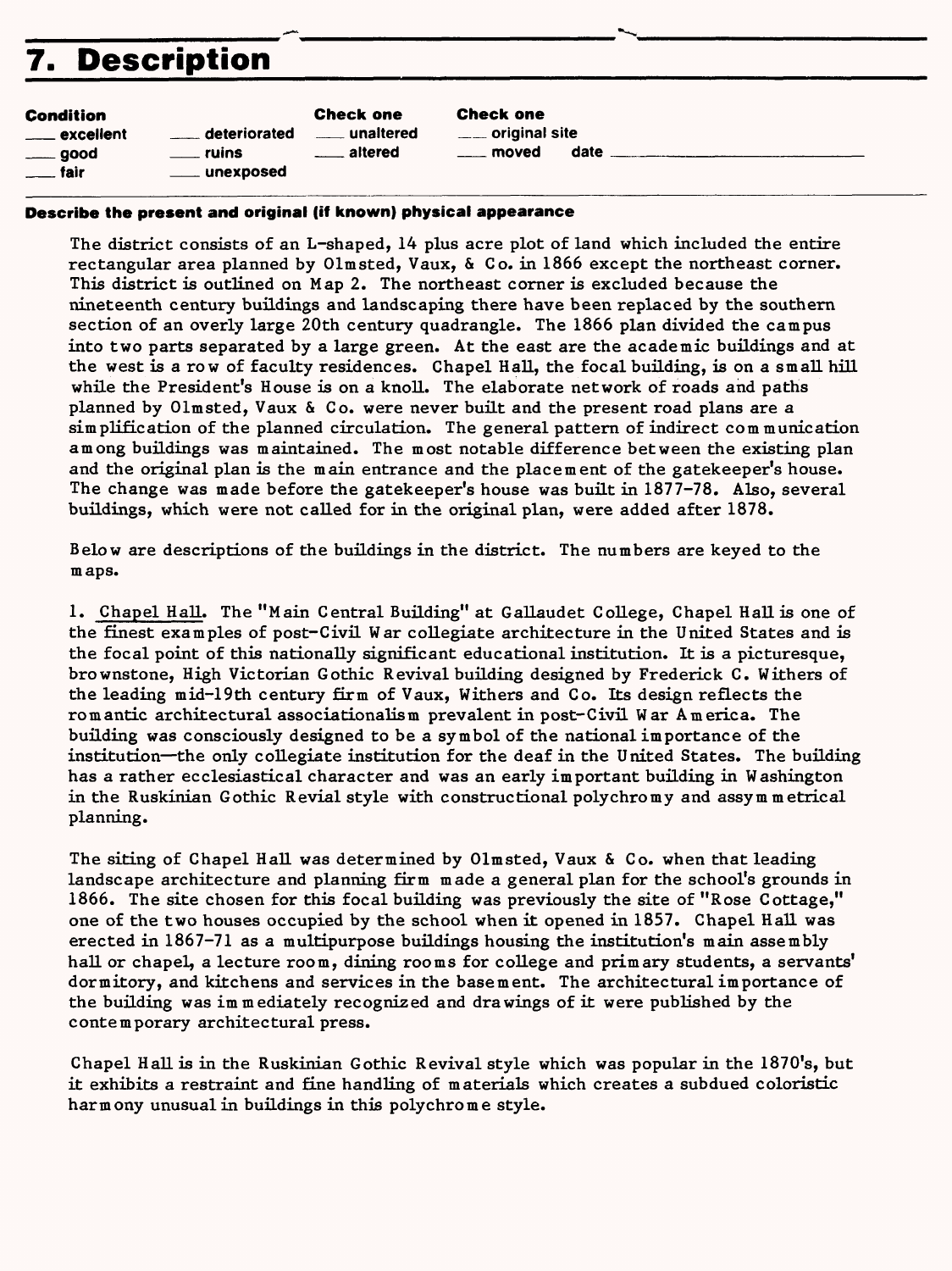# 7. Description

| Condition | | Check one | Check one |
|---|---|---|---|
| ___ excellent | ___ deteriorated | ___ unaltered | ___ original site |
| ___ good | ___ ruins | ___ altered | ___ moved date ___ |
| ___ fair | ___ unexposed | | |

**Describe the present and original (if known) physical appearance**

The district consists of an L-shaped, 14 plus acre plot of land which included the entire rectangular area planned by Olmsted, Vaux, & Co. in 1866 except the northeast corner. This district is outlined on Map 2. The northeast corner is excluded because the nineteenth century buildings and landscaping there have been replaced by the southern section of an overly large 20th century quadrangle. The 1866 plan divided the campus into two parts separated by a large green. At the east are the academic buildings and at the west is a row of faculty residences. Chapel Hall, the focal building, is on a small hill while the President's House is on a knoll. The elaborate network of roads and paths planned by Olmsted, Vaux & Co. were never built and the present road plans are a simplification of the planned circulation. The general pattern of indirect communication among buildings was maintained. The most notable difference between the existing plan and the original plan is the main entrance and the placement of the gatekeeper's house. The change was made before the gatekeeper's house was built in 1877-78. Also, several buildings, which were not called for in the original plan, were added after 1878.

Below are descriptions of the buildings in the district. The numbers are keyed to the maps.

1. Chapel Hall. The "Main Central Building" at Gallaudet College, Chapel Hall is one of the finest examples of post-Civil War collegiate architecture in the United States and is the focal point of this nationally significant educational institution. It is a picturesque, brownstone, High Victorian Gothic Revival building designed by Frederick C. Withers of the leading mid-19th century firm of Vaux, Withers and Co. Its design reflects the romantic architectural associationalism prevalent in post-Civil War America. The building was consciously designed to be a symbol of the national importance of the institution—the only collegiate institution for the deaf in the United States. The building has a rather ecclesiastical character and was an early important building in Washington in the Ruskinian Gothic Revial style with constructional polychromy and assymmetrical planning.

The siting of Chapel Hall was determined by Olmsted, Vaux & Co. when that leading landscape architecture and planning firm made a general plan for the school's grounds in 1866. The site chosen for this focal building was previously the site of "Rose Cottage," one of the two houses occupied by the school when it opened in 1857. Chapel Hall was erected in 1867-71 as a multipurpose buildings housing the institution's main assembly hall or chapel, a lecture room, dining rooms for college and primary students, a servants' dormitory, and kitchens and services in the basement. The architectural importance of the building was immediately recognized and drawings of it were published by the contemporary architectural press.

Chapel Hall is in the Ruskinian Gothic Revival style which was popular in the 1870's, but it exhibits a restraint and fine handling of materials which creates a subdued coloristic harmony unusual in buildings in this polychrome style.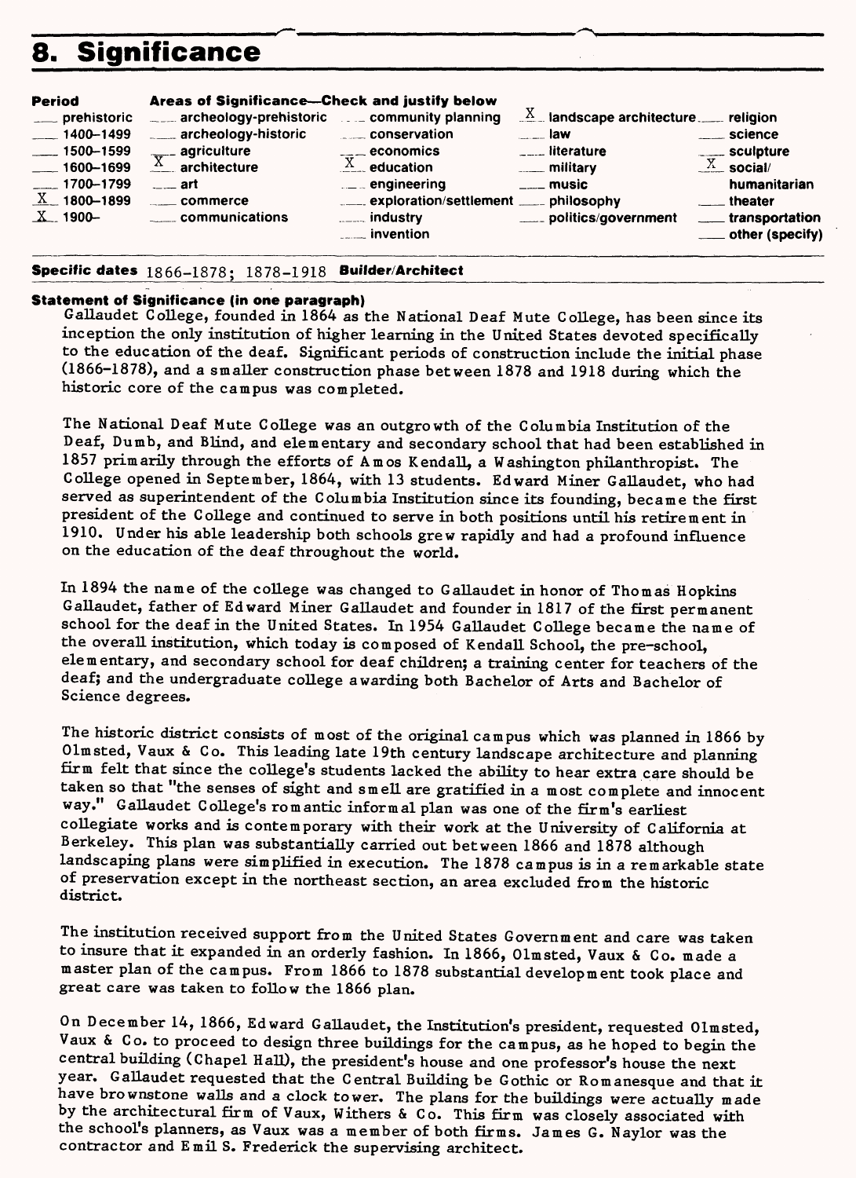## 8. Significance

| Period | Areas of Significance—Check and justify below | | | |
|---|---|---|---|---|
| ___ prehistoric | ___ archeology-prehistoric | ___ community planning | X landscape architecture | ___ religion |
| ___ 1400–1499 | ___ archeology-historic | ___ conservation | ___ law | ___ science |
| ___ 1500–1599 | ___ agriculture | ___ economics | ___ literature | ___ sculpture |
| ___ 1600–1699 | X architecture | X education | ___ military | X social/ humanitarian |
| ___ 1700–1799 | ___ art | ___ engineering | ___ music | ___ theater |
| X 1800–1899 | ___ commerce | ___ exploration/settlement | ___ philosophy | ___ transportation |
| X 1900– | ___ communications | ___ industry | ___ politics/government | ___ other (specify) |
| | | ___ invention | | |

**Specific dates** 1866–1878; 1878–1918 **Builder/Architect**

**Statement of Significance (in one paragraph)**

Gallaudet College, founded in 1864 as the National Deaf Mute College, has been since its inception the only institution of higher learning in the United States devoted specifically to the education of the deaf. Significant periods of construction include the initial phase (1866–1878), and a smaller construction phase between 1878 and 1918 during which the historic core of the campus was completed.

The National Deaf Mute College was an outgrowth of the Columbia Institution of the Deaf, Dumb, and Blind, and elementary and secondary school that had been established in 1857 primarily through the efforts of Amos Kendall, a Washington philanthropist. The College opened in September, 1864, with 13 students. Edward Miner Gallaudet, who had served as superintendent of the Columbia Institution since its founding, became the first president of the College and continued to serve in both positions until his retirement in 1910. Under his able leadership both schools grew rapidly and had a profound influence on the education of the deaf throughout the world.

In 1894 the name of the college was changed to Gallaudet in honor of Thomas Hopkins Gallaudet, father of Edward Miner Gallaudet and founder in 1817 of the first permanent school for the deaf in the United States. In 1954 Gallaudet College became the name of the overall institution, which today is composed of Kendall School, the pre-school, elementary, and secondary school for deaf children; a training center for teachers of the deaf; and the undergraduate college awarding both Bachelor of Arts and Bachelor of Science degrees.

The historic district consists of most of the original campus which was planned in 1866 by Olmsted, Vaux & Co. This leading late 19th century landscape architecture and planning firm felt that since the college's students lacked the ability to hear extra care should be taken so that "the senses of sight and smell are gratified in a most complete and innocent way." Gallaudet College's romantic informal plan was one of the firm's earliest collegiate works and is contemporary with their work at the University of California at Berkeley. This plan was substantially carried out between 1866 and 1878 although landscaping plans were simplified in execution. The 1878 campus is in a remarkable state of preservation except in the northeast section, an area excluded from the historic district.

The institution received support from the United States Government and care was taken to insure that it expanded in an orderly fashion. In 1866, Olmsted, Vaux & Co. made a master plan of the campus. From 1866 to 1878 substantial development took place and great care was taken to follow the 1866 plan.

On December 14, 1866, Edward Gallaudet, the Institution's president, requested Olmsted, Vaux & Co. to proceed to design three buildings for the campus, as he hoped to begin the central building (Chapel Hall), the president's house and one professor's house the next year. Gallaudet requested that the Central Building be Gothic or Romanesque and that it have brownstone walls and a clock tower. The plans for the buildings were actually made by the architectural firm of Vaux, Withers & Co. This firm was closely associated with the school's planners, as Vaux was a member of both firms. James G. Naylor was the contractor and Emil S. Frederick the supervising architect.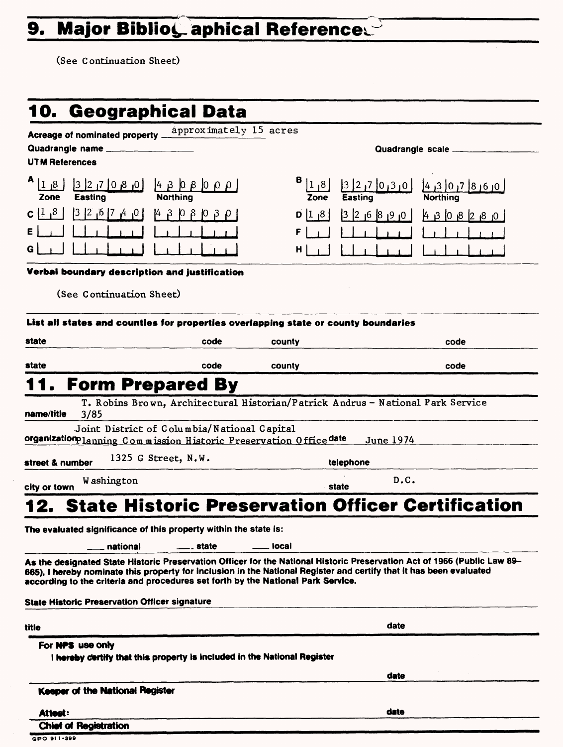## 9. Major Bibliographical References

(See Continuation Sheet)

## 10. Geographical Data

Acreage of nominated property approximately 15 acres

Quadrangle name

Quadrangle scale

**UTM References**

| | Zone | Easting | Northing |
|---|---|---|---|
| A | 18 | 327080 | 4308000 |
| B | 18 | 327030 | 4307860 |
| C | 18 | 326740 | 4308030 |
| D | 18 | 326890 | 4308280 |
| E | | | |
| F | | | |
| G | | | |
| H | | | |

**Verbal boundary description and justification**

(See Continuation Sheet)

**List all states and counties for properties overlapping state or county boundaries**

| state | code | county | code |
|---|---|---|---|
| state | code | county | code |

## 11. Form Prepared By

name/title T. Robins Brown, Architectural Historian/Patrick Andrus - National Park Service 3/85

organization Joint District of Columbia/National Capital Planning Commission Historic Preservation Office date June 1974

street & number 1325 G Street, N.W. telephone

city or town Washington state D.C.

## 12. State Historic Preservation Officer Certification

The evaluated significance of this property within the state is:

___ national ___ state ___ local

As the designated State Historic Preservation Officer for the National Historic Preservation Act of 1966 (Public Law 89-665), I hereby nominate this property for inclusion in the National Register and certify that it has been evaluated according to the criteria and procedures set forth by the National Park Service.

State Historic Preservation Officer signature

title date

**For NPS use only**

I hereby certify that this property is included in the National Register

date

**Keeper of the National Register**

**Attest:** date

**Chief of Registration**

GPO 911-399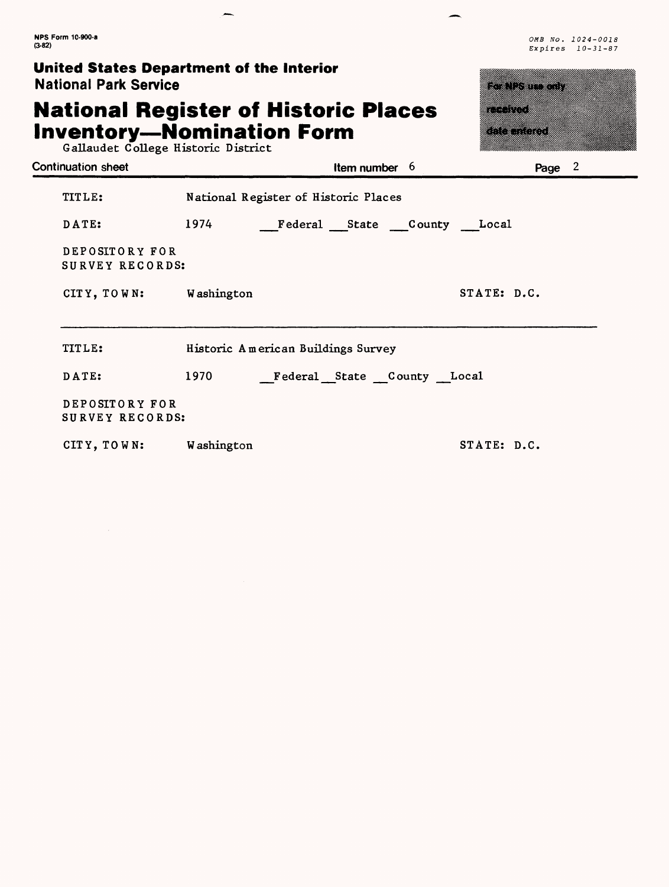NPS Form 10-900-a
(3-82)

OMB No. 1024-0018
Expires 10-31-87

**United States Department of the Interior**
**National Park Service**

# National Register of Historic Places Inventory—Nomination Form

Gallaudet College Historic District

For NPS use only
received
date entered

Continuation sheet | Item number 6 | Page 2

TITLE: National Register of Historic Places

DATE: 1974 \_\_Federal \_\_State \_\_County \_\_Local

DEPOSITORY FOR SURVEY RECORDS:

CITY, TOWN: Washington STATE: D.C.

---

TITLE: Historic American Buildings Survey

DATE: 1970 \_\_Federal \_\_State \_\_County \_\_Local

DEPOSITORY FOR SURVEY RECORDS:

CITY, TOWN: Washington STATE: D.C.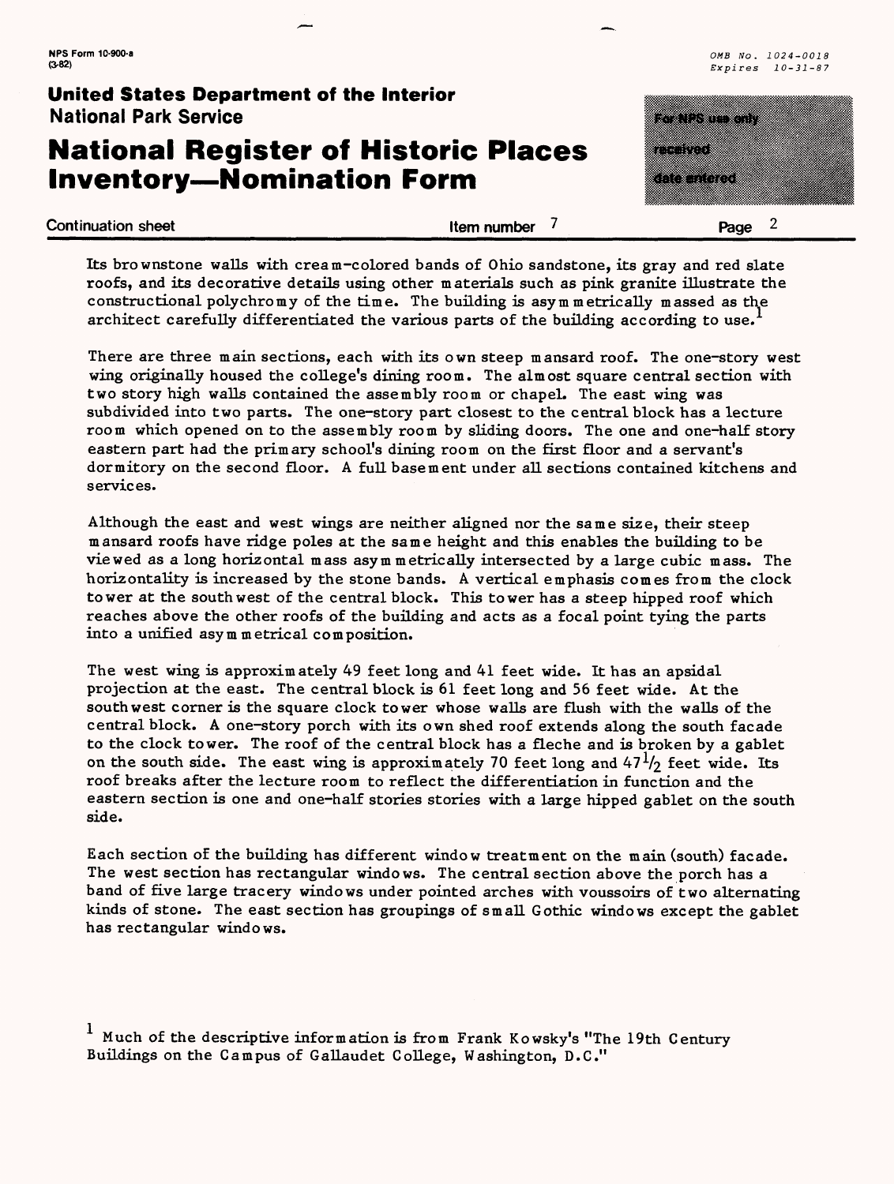Its brownstone walls with cream-colored bands of Ohio sandstone, its gray and red slate roofs, and its decorative details using other materials such as pink granite illustrate the constructional polychromy of the time. The building is asymmetrically massed as the architect carefully differentiated the various parts of the building according to use.[1]

There are three main sections, each with its own steep mansard roof. The one-story west wing originally housed the college's dining room. The almost square central section with two story high walls contained the assembly room or chapel. The east wing was subdivided into two parts. The one-story part closest to the central block has a lecture room which opened on to the assembly room by sliding doors. The one and one-half story eastern part had the primary school's dining room on the first floor and a servant's dormitory on the second floor. A full basement under all sections contained kitchens and services.

Although the east and west wings are neither aligned nor the same size, their steep mansard roofs have ridge poles at the same height and this enables the building to be viewed as a long horizontal mass asymmetrically intersected by a large cubic mass. The horizontality is increased by the stone bands. A vertical emphasis comes from the clock tower at the southwest of the central block. This tower has a steep hipped roof which reaches above the other roofs of the building and acts as a focal point tying the parts into a unified asymmetrical composition.

The west wing is approximately 49 feet long and 41 feet wide. It has an apsidal projection at the east. The central block is 61 feet long and 56 feet wide. At the southwest corner is the square clock tower whose walls are flush with the walls of the central block. A one-story porch with its own shed roof extends along the south facade to the clock tower. The roof of the central block has a fleche and is broken by a gablet on the south side. The east wing is approximately 70 feet long and $47\frac{1}{2}$ feet wide. Its roof breaks after the lecture room to reflect the differentiation in function and the eastern section is one and one-half stories stories with a large hipped gablet on the south side.

Each section of the building has different window treatment on the main (south) facade. The west section has rectangular windows. The central section above the porch has a band of five large tracery windows under pointed arches with voussoirs of two alternating kinds of stone. The east section has groupings of small Gothic windows except the gablet has rectangular windows.

[1] Much of the descriptive information is from Frank Kowsky's "The 19th Century Buildings on the Campus of Gallaudet College, Washington, D.C."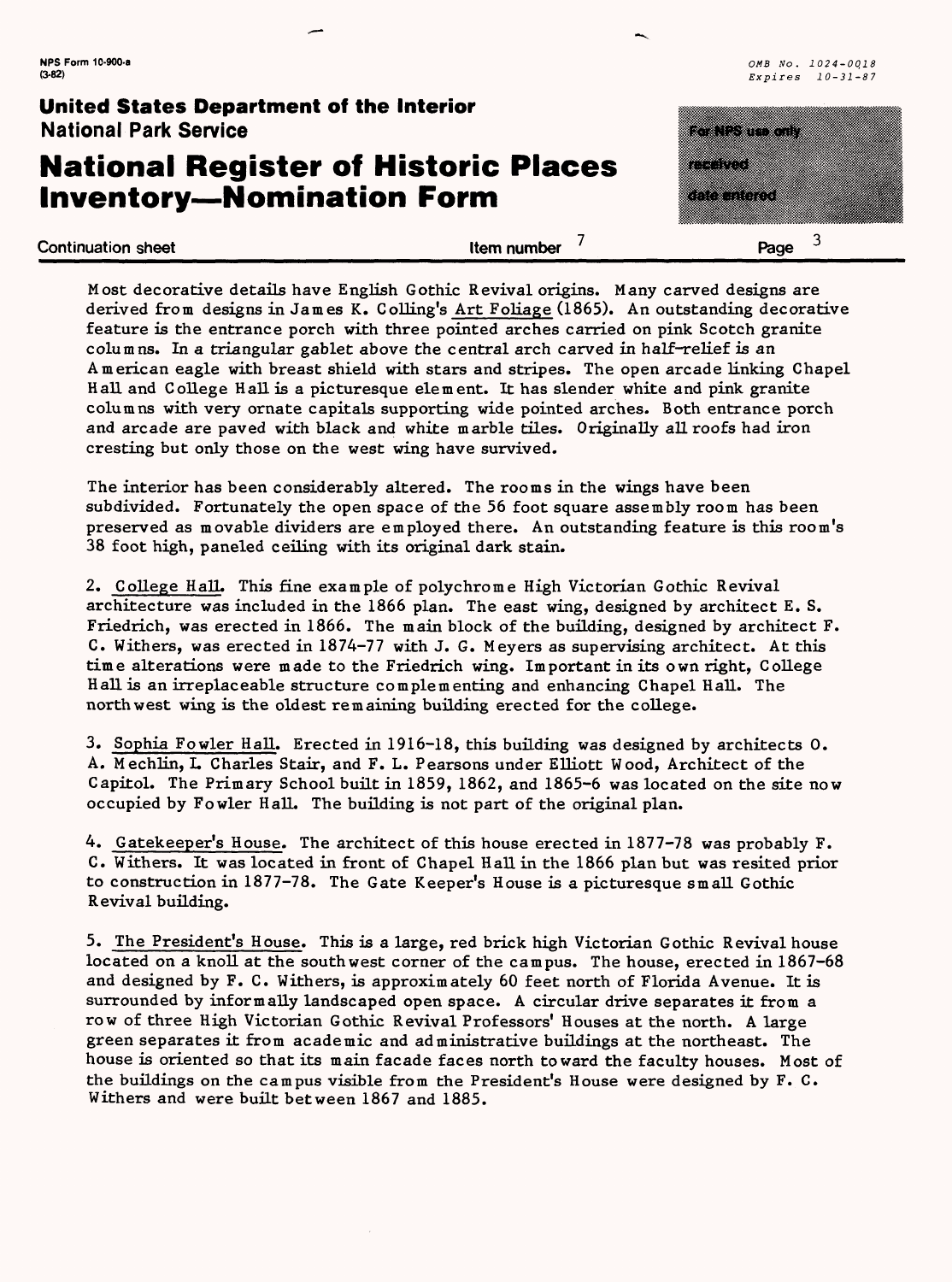Most decorative details have English Gothic Revival origins. Many carved designs are derived from designs in James K. Colling's Art Foliage (1865). An outstanding decorative feature is the entrance porch with three pointed arches carried on pink Scotch granite columns. In a triangular gablet above the central arch carved in half-relief is an American eagle with breast shield with stars and stripes. The open arcade linking Chapel Hall and College Hall is a picturesque element. It has slender white and pink granite columns with very ornate capitals supporting wide pointed arches. Both entrance porch and arcade are paved with black and white marble tiles. Originally all roofs had iron cresting but only those on the west wing have survived.

The interior has been considerably altered. The rooms in the wings have been subdivided. Fortunately the open space of the 56 foot square assembly room has been preserved as movable dividers are employed there. An outstanding feature is this room's 38 foot high, paneled ceiling with its original dark stain.

2. College Hall. This fine example of polychrome High Victorian Gothic Revival architecture was included in the 1866 plan. The east wing, designed by architect E. S. Friedrich, was erected in 1866. The main block of the building, designed by architect F. C. Withers, was erected in 1874-77 with J. G. Meyers as supervising architect. At this time alterations were made to the Friedrich wing. Important in its own right, College Hall is an irreplaceable structure complementing and enhancing Chapel Hall. The northwest wing is the oldest remaining building erected for the college.

3. Sophia Fowler Hall. Erected in 1916-18, this building was designed by architects O. A. Mechlin, L Charles Stair, and F. L. Pearsons under Elliott Wood, Architect of the Capitol. The Primary School built in 1859, 1862, and 1865-6 was located on the site now occupied by Fowler Hall. The building is not part of the original plan.

4. Gatekeeper's House. The architect of this house erected in 1877-78 was probably F. C. Withers. It was located in front of Chapel Hall in the 1866 plan but was resited prior to construction in 1877-78. The Gate Keeper's House is a picturesque small Gothic Revival building.

5. The President's House. This is a large, red brick high Victorian Gothic Revival house located on a knoll at the southwest corner of the campus. The house, erected in 1867-68 and designed by F. C. Withers, is approximately 60 feet north of Florida Avenue. It is surrounded by informally landscaped open space. A circular drive separates it from a row of three High Victorian Gothic Revival Professors' Houses at the north. A large green separates it from academic and administrative buildings at the northeast. The house is oriented so that its main facade faces north toward the faculty houses. Most of the buildings on the campus visible from the President's House were designed by F. C. Withers and were built between 1867 and 1885.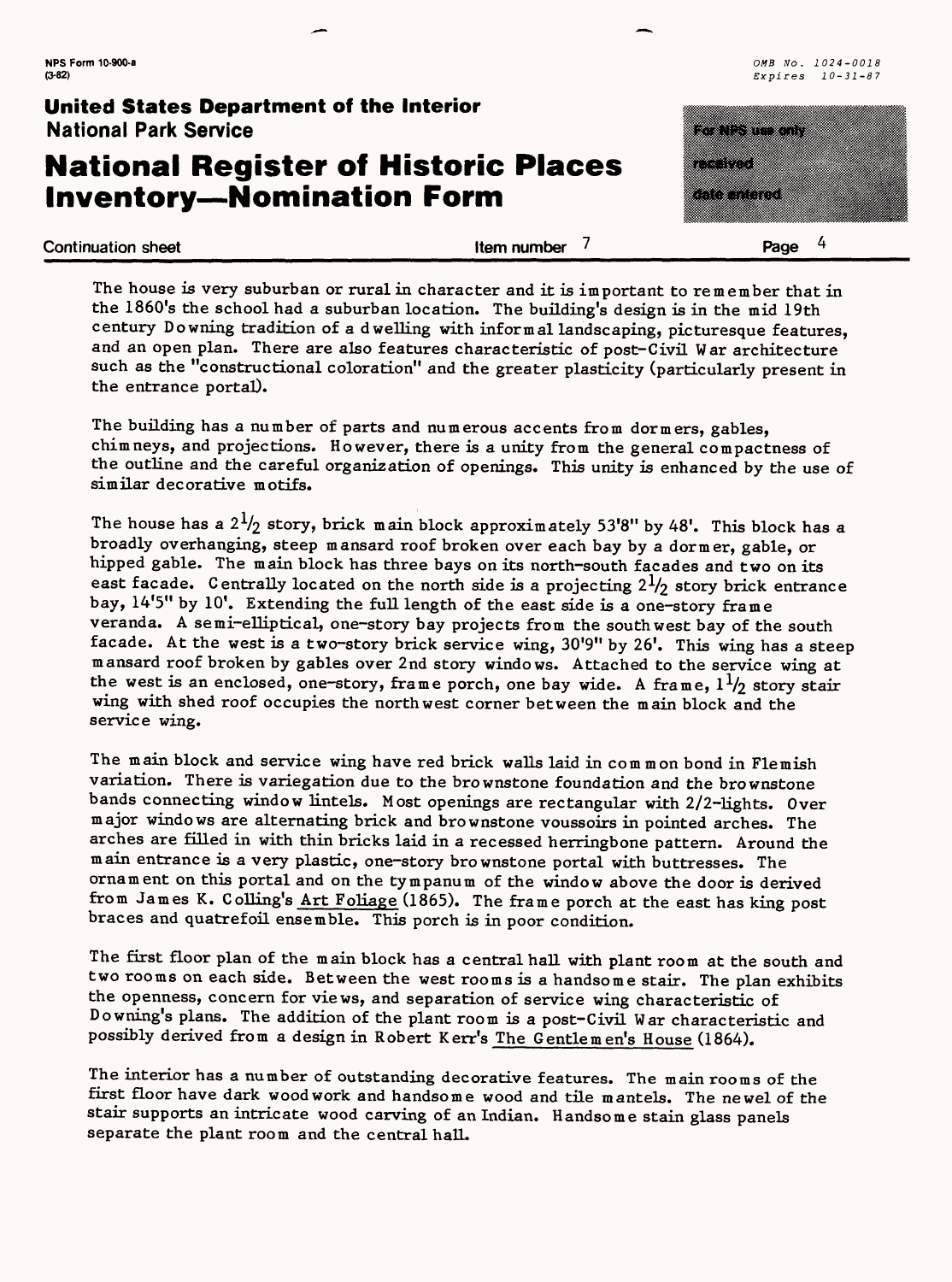The house is very suburban or rural in character and it is important to remember that in the 1860's the school had a suburban location. The building's design is in the mid 19th century Downing tradition of a dwelling with informal landscaping, picturesque features, and an open plan. There are also features characteristic of post-Civil War architecture such as the "constructional coloration" and the greater plasticity (particularly present in the entrance portal).

The building has a number of parts and numerous accents from dormers, gables, chimneys, and projections. However, there is a unity from the general compactness of the outline and the careful organization of openings. This unity is enhanced by the use of similar decorative motifs.

The house has a $2\frac{1}{2}$ story, brick main block approximately 53'8" by 48'. This block has a broadly overhanging, steep mansard roof broken over each bay by a dormer, gable, or hipped gable. The main block has three bays on its north-south facades and two on its east facade. Centrally located on the north side is a projecting $2\frac{1}{2}$ story brick entrance bay, 14'5" by 10'. Extending the full length of the east side is a one-story frame veranda. A semi-elliptical, one-story bay projects from the southwest bay of the south facade. At the west is a two-story brick service wing, 30'9" by 26'. This wing has a steep mansard roof broken by gables over 2nd story windows. Attached to the service wing at the west is an enclosed, one-story, frame porch, one bay wide. A frame, $1\frac{1}{2}$ story stair wing with shed roof occupies the northwest corner between the main block and the service wing.

The main block and service wing have red brick walls laid in common bond in Flemish variation. There is variegation due to the brownstone foundation and the brownstone bands connecting window lintels. Most openings are rectangular with 2/2-lights. Over major windows are alternating brick and brownstone voussoirs in pointed arches. The arches are filled in with thin bricks laid in a recessed herringbone pattern. Around the main entrance is a very plastic, one-story brownstone portal with buttresses. The ornament on this portal and on the tympanum of the window above the door is derived from James K. Colling's Art Foliage (1865). The frame porch at the east has king post braces and quatrefoil ensemble. This porch is in poor condition.

The first floor plan of the main block has a central hall with plant room at the south and two rooms on each side. Between the west rooms is a handsome stair. The plan exhibits the openness, concern for views, and separation of service wing characteristic of Downing's plans. The addition of the plant room is a post-Civil War characteristic and possibly derived from a design in Robert Kerr's The Gentlemen's House (1864).

The interior has a number of outstanding decorative features. The main rooms of the first floor have dark woodwork and handsome wood and tile mantels. The newel of the stair supports an intricate wood carving of an Indian. Handsome stain glass panels separate the plant room and the central hall.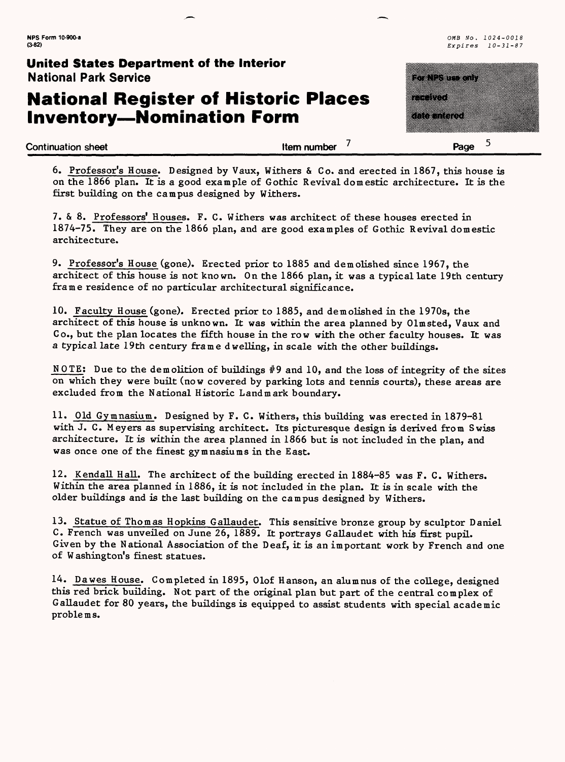6. Professor's House. Designed by Vaux, Withers & Co. and erected in 1867, this house is on the 1866 plan. It is a good example of Gothic Revival domestic architecture. It is the first building on the campus designed by Withers.

7. & 8. Professors' Houses. F. C. Withers was architect of these houses erected in 1874-75. They are on the 1866 plan, and are good examples of Gothic Revival domestic architecture.

9. Professor's House (gone). Erected prior to 1885 and demolished since 1967, the architect of this house is not known. On the 1866 plan, it was a typical late 19th century frame residence of no particular architectural significance.

10. Faculty House (gone). Erected prior to 1885, and demolished in the 1970s, the architect of this house is unknown. It was within the area planned by Olmsted, Vaux and Co., but the plan locates the fifth house in the row with the other faculty houses. It was a typical late 19th century frame dwelling, in scale with the other buildings.

NOTE: Due to the demolition of buildings #9 and 10, and the loss of integrity of the sites on which they were built (now covered by parking lots and tennis courts), these areas are excluded from the National Historic Landmark boundary.

11. Old Gymnasium. Designed by F. C. Withers, this building was erected in 1879-81 with J. C. Meyers as supervising architect. Its picturesque design is derived from Swiss architecture. It is within the area planned in 1866 but is not included in the plan, and was once one of the finest gymnasiums in the East.

12. Kendall Hall. The architect of the building erected in 1884-85 was F. C. Withers. Within the area planned in 1886, it is not included in the plan. It is in scale with the older buildings and is the last building on the campus designed by Withers.

13. Statue of Thomas Hopkins Gallaudet. This sensitive bronze group by sculptor Daniel C. French was unveiled on June 26, 1889. It portrays Gallaudet with his first pupil. Given by the National Association of the Deaf, it is an important work by French and one of Washington's finest statues.

14. Dawes House. Completed in 1895, Olof Hanson, an alumnus of the college, designed this red brick building. Not part of the original plan but part of the central complex of Gallaudet for 80 years, the buildings is equipped to assist students with special academic problems.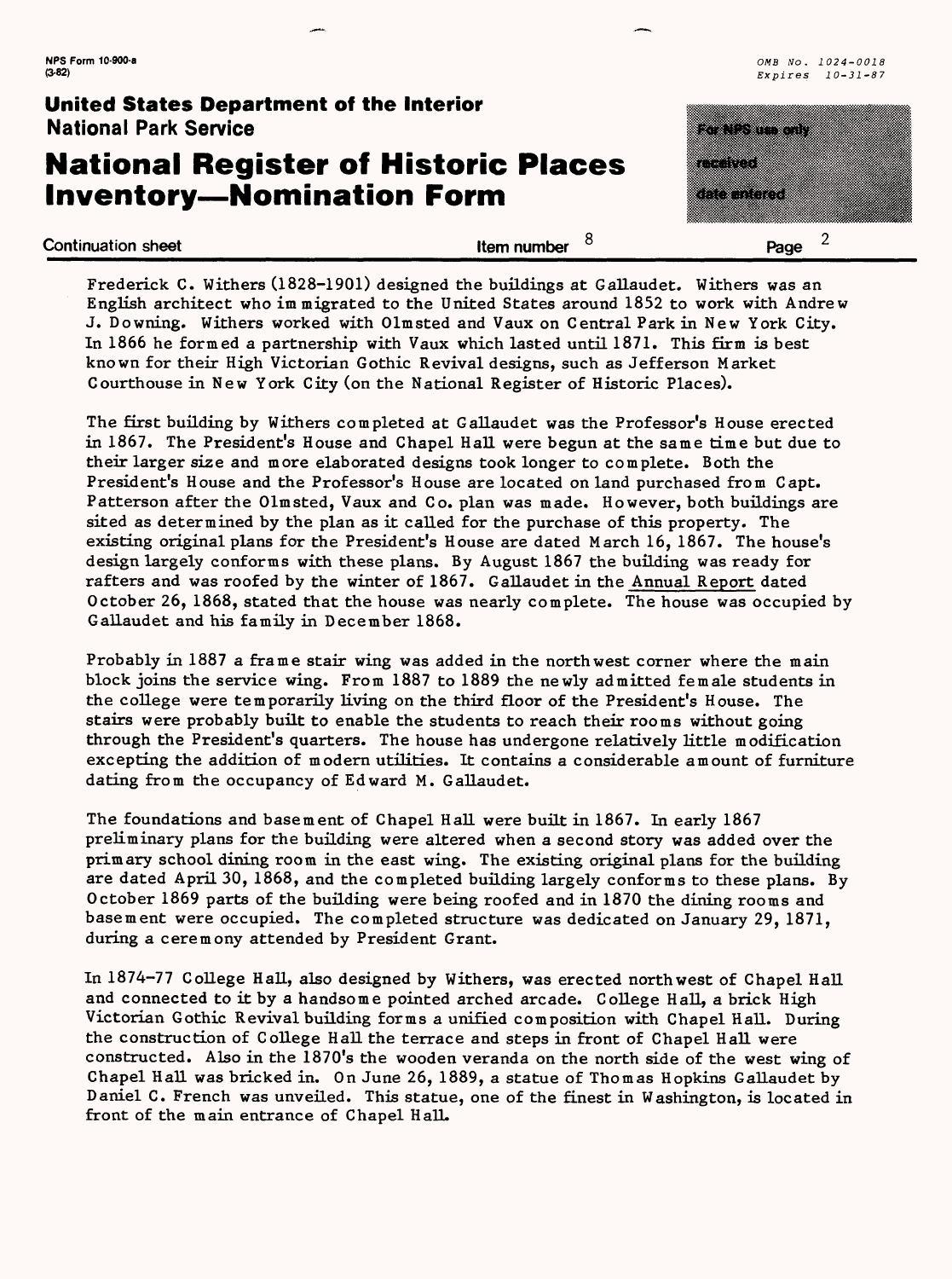Frederick C. Withers (1828–1901) designed the buildings at Gallaudet. Withers was an English architect who immigrated to the United States around 1852 to work with Andrew J. Downing. Withers worked with Olmsted and Vaux on Central Park in New York City. In 1866 he formed a partnership with Vaux which lasted until 1871. This firm is best known for their High Victorian Gothic Revival designs, such as Jefferson Market Courthouse in New York City (on the National Register of Historic Places).

The first building by Withers completed at Gallaudet was the Professor's House erected in 1867. The President's House and Chapel Hall were begun at the same time but due to their larger size and more elaborated designs took longer to complete. Both the President's House and the Professor's House are located on land purchased from Capt. Patterson after the Olmsted, Vaux and Co. plan was made. However, both buildings are sited as determined by the plan as it called for the purchase of this property. The existing original plans for the President's House are dated March 16, 1867. The house's design largely conforms with these plans. By August 1867 the building was ready for rafters and was roofed by the winter of 1867. Gallaudet in the Annual Report dated October 26, 1868, stated that the house was nearly complete. The house was occupied by Gallaudet and his family in December 1868.

Probably in 1887 a frame stair wing was added in the northwest corner where the main block joins the service wing. From 1887 to 1889 the newly admitted female students in the college were temporarily living on the third floor of the President's House. The stairs were probably built to enable the students to reach their rooms without going through the President's quarters. The house has undergone relatively little modification excepting the addition of modern utilities. It contains a considerable amount of furniture dating from the occupancy of Edward M. Gallaudet.

The foundations and basement of Chapel Hall were built in 1867. In early 1867 preliminary plans for the building were altered when a second story was added over the primary school dining room in the east wing. The existing original plans for the building are dated April 30, 1868, and the completed building largely conforms to these plans. By October 1869 parts of the building were being roofed and in 1870 the dining rooms and basement were occupied. The completed structure was dedicated on January 29, 1871, during a ceremony attended by President Grant.

In 1874–77 College Hall, also designed by Withers, was erected northwest of Chapel Hall and connected to it by a handsome pointed arched arcade. College Hall, a brick High Victorian Gothic Revival building forms a unified composition with Chapel Hall. During the construction of College Hall the terrace and steps in front of Chapel Hall were constructed. Also in the 1870's the wooden veranda on the north side of the west wing of Chapel Hall was bricked in. On June 26, 1889, a statue of Thomas Hopkins Gallaudet by Daniel C. French was unveiled. This statue, one of the finest in Washington, is located in front of the main entrance of Chapel Hall.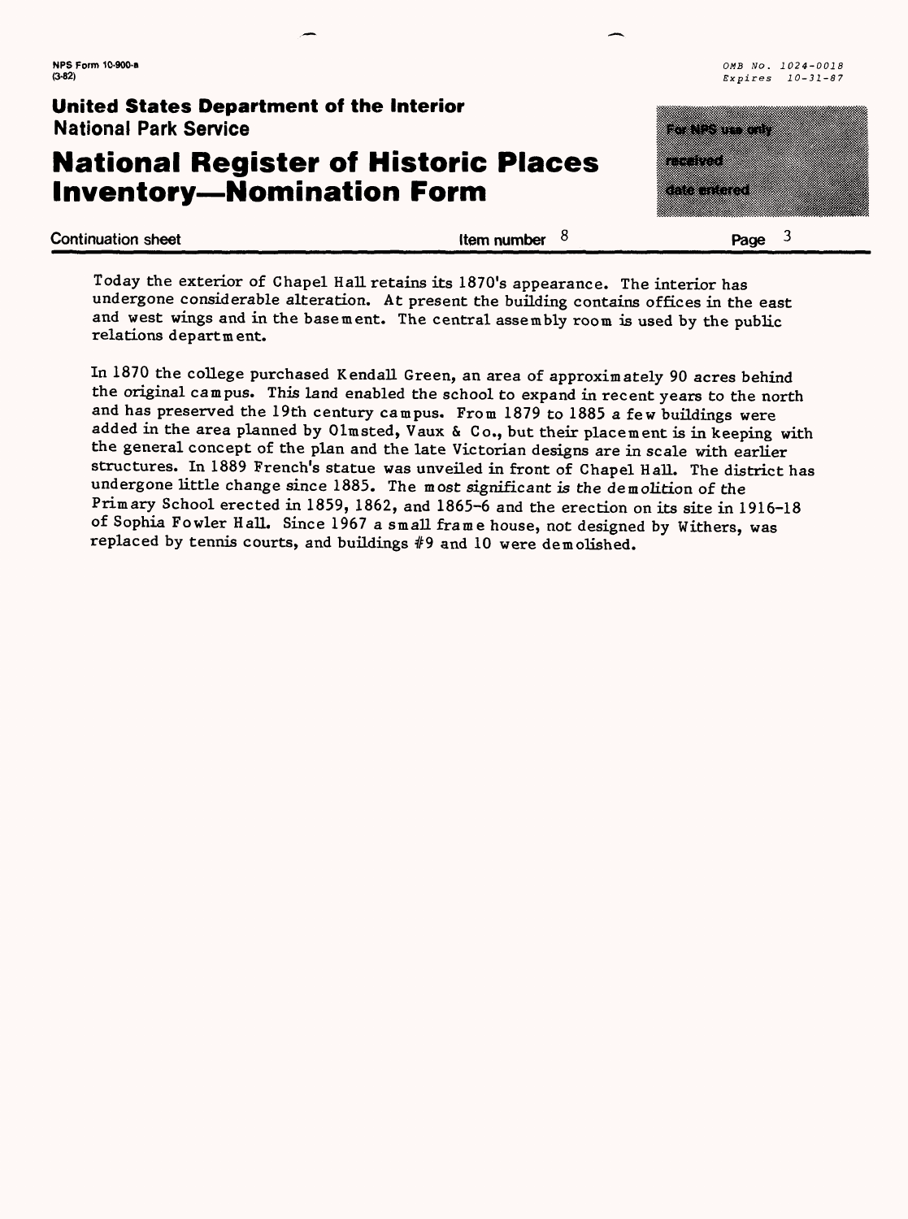Today the exterior of Chapel Hall retains its 1870's appearance. The interior has undergone considerable alteration. At present the building contains offices in the east and west wings and in the basement. The central assembly room is used by the public relations department.

In 1870 the college purchased Kendall Green, an area of approximately 90 acres behind the original campus. This land enabled the school to expand in recent years to the north and has preserved the 19th century campus. From 1879 to 1885 a few buildings were added in the area planned by Olmsted, Vaux & Co., but their placement is in keeping with the general concept of the plan and the late Victorian designs are in scale with earlier structures. In 1889 French's statue was unveiled in front of Chapel Hall. The district has undergone little change since 1885. The most significant is the demolition of the Primary School erected in 1859, 1862, and 1865-6 and the erection on its site in 1916-18 of Sophia Fowler Hall. Since 1967 a small frame house, not designed by Withers, was replaced by tennis courts, and buildings #9 and 10 were demolished.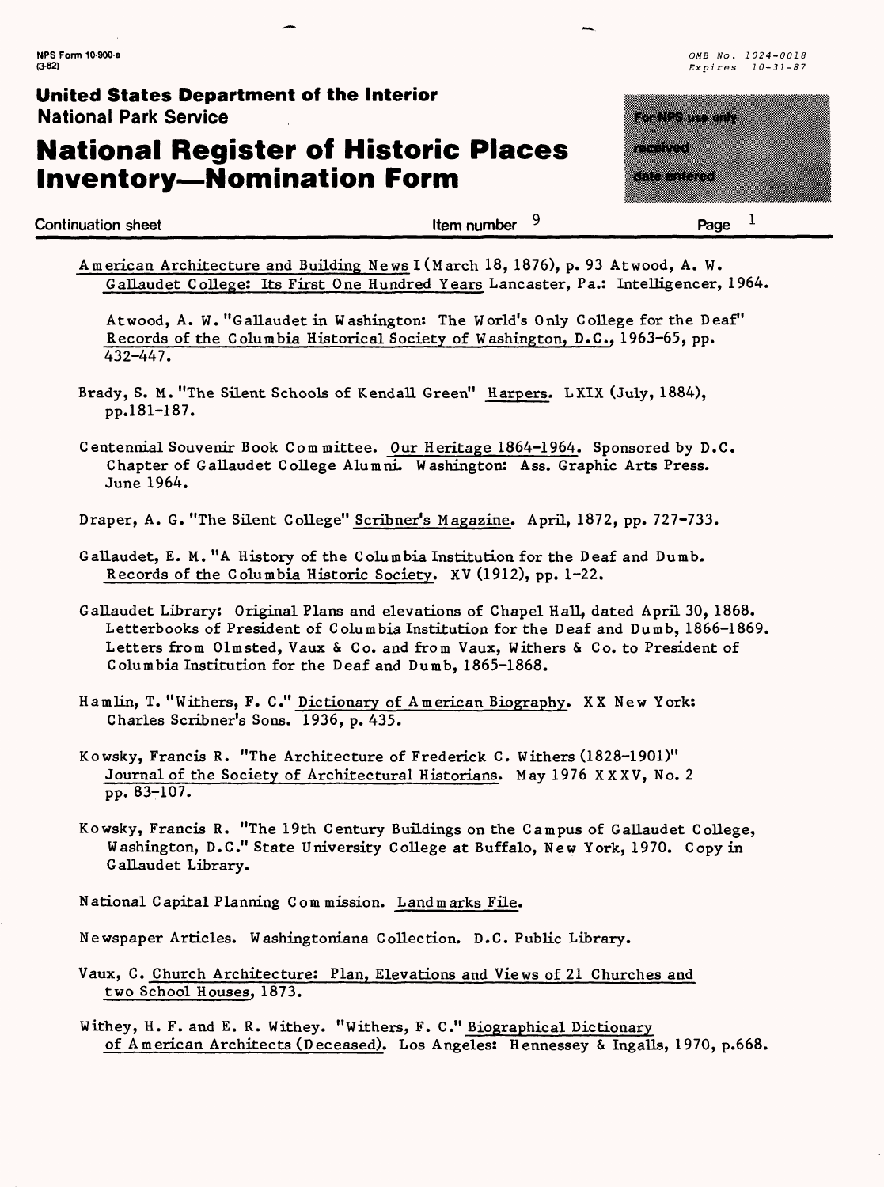# United States Department of the Interior
National Park Service

# National Register of Historic Places Inventory—Nomination Form

Continuation sheet — Item number 9 — Page 1

American Architecture and Building News I (March 18, 1876), p. 93 Atwood, A. W. Gallaudet College: Its First One Hundred Years Lancaster, Pa.: Intelligencer, 1964.

Atwood, A. W. "Gallaudet in Washington: The World's Only College for the Deaf" Records of the Columbia Historical Society of Washington, D.C., 1963-65, pp. 432-447.

Brady, S. M. "The Silent Schools of Kendall Green" Harpers. LXIX (July, 1884), pp.181-187.

Centennial Souvenir Book Committee. Our Heritage 1864-1964. Sponsored by D.C. Chapter of Gallaudet College Alumni. Washington: Ass. Graphic Arts Press. June 1964.

Draper, A. G. "The Silent College" Scribner's Magazine. April, 1872, pp. 727-733.

Gallaudet, E. M. "A History of the Columbia Institution for the Deaf and Dumb. Records of the Columbia Historic Society. XV (1912), pp. 1-22.

Gallaudet Library: Original Plans and elevations of Chapel Hall, dated April 30, 1868. Letterbooks of President of Columbia Institution for the Deaf and Dumb, 1866-1869. Letters from Olmsted, Vaux & Co. and from Vaux, Withers & Co. to President of Columbia Institution for the Deaf and Dumb, 1865-1868.

Hamlin, T. "Withers, F. C." Dictionary of American Biography. XX New York: Charles Scribner's Sons. 1936, p. 435.

Kowsky, Francis R. "The Architecture of Frederick C. Withers (1828-1901)" Journal of the Society of Architectural Historians. May 1976 XXXV, No. 2 pp. 83-107.

Kowsky, Francis R. "The 19th Century Buildings on the Campus of Gallaudet College, Washington, D.C." State University College at Buffalo, New York, 1970. Copy in Gallaudet Library.

National Capital Planning Commission. Landmarks File.

Newspaper Articles. Washingtoniana Collection. D.C. Public Library.

Vaux, C. Church Architecture: Plan, Elevations and Views of 21 Churches and two School Houses, 1873.

Withey, H. F. and E. R. Withey. "Withers, F. C." Biographical Dictionary of American Architects (Deceased). Los Angeles: Hennessey & Ingalls, 1970, p.668.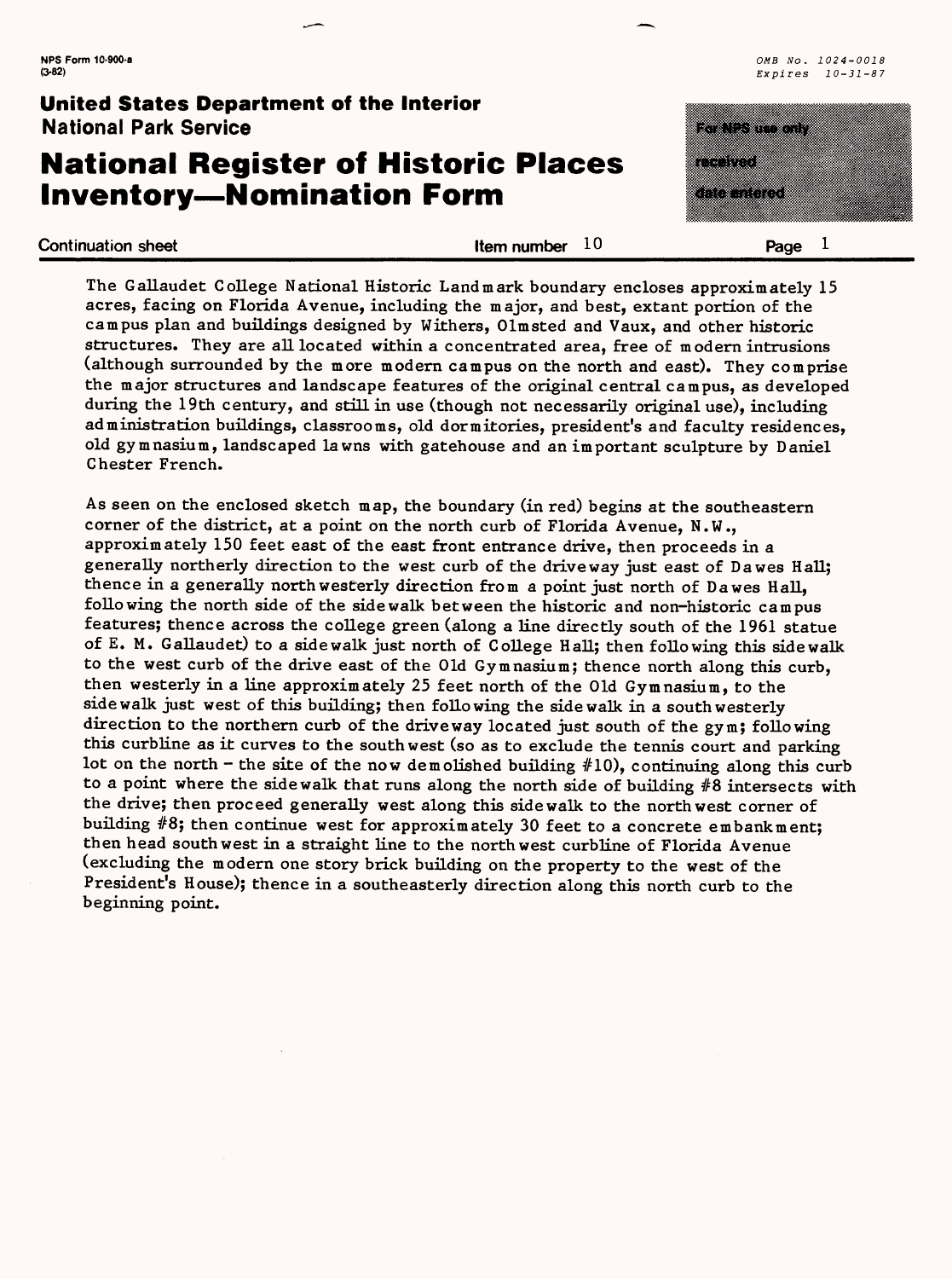NPS Form 10-900-a
(3-82)

OMB No. 1024-0018
Expires 10-31-87

**United States Department of the Interior**
**National Park Service**

# National Register of Historic Places Inventory—Nomination Form

For NPS use only
received
date entered

Continuation sheet | Item number 10 | Page 1

The Gallaudet College National Historic Landmark boundary encloses approximately 15 acres, facing on Florida Avenue, including the major, and best, extant portion of the campus plan and buildings designed by Withers, Olmsted and Vaux, and other historic structures. They are all located within a concentrated area, free of modern intrusions (although surrounded by the more modern campus on the north and east). They comprise the major structures and landscape features of the original central campus, as developed during the 19th century, and still in use (though not necessarily original use), including administration buildings, classrooms, old dormitories, president's and faculty residences, old gymnasium, landscaped lawns with gatehouse and an important sculpture by Daniel Chester French.

As seen on the enclosed sketch map, the boundary (in red) begins at the southeastern corner of the district, at a point on the north curb of Florida Avenue, N.W., approximately 150 feet east of the east front entrance drive, then proceeds in a generally northerly direction to the west curb of the driveway just east of Dawes Hall; thence in a generally northwesterly direction from a point just north of Dawes Hall, following the north side of the sidewalk between the historic and non-historic campus features; thence across the college green (along a line directly south of the 1961 statue of E. M. Gallaudet) to a sidewalk just north of College Hall; then following this sidewalk to the west curb of the drive east of the Old Gymnasium; thence north along this curb, then westerly in a line approximately 25 feet north of the Old Gymnasium, to the sidewalk just west of this building; then following the sidewalk in a southwesterly direction to the northern curb of the driveway located just south of the gym; following this curbline as it curves to the southwest (so as to exclude the tennis court and parking lot on the north - the site of the now demolished building #10), continuing along this curb to a point where the sidewalk that runs along the north side of building #8 intersects with the drive; then proceed generally west along this sidewalk to the northwest corner of building #8; then continue west for approximately 30 feet to a concrete embankment; then head southwest in a straight line to the northwest curbline of Florida Avenue (excluding the modern one story brick building on the property to the west of the President's House); thence in a southeasterly direction along this north curb to the beginning point.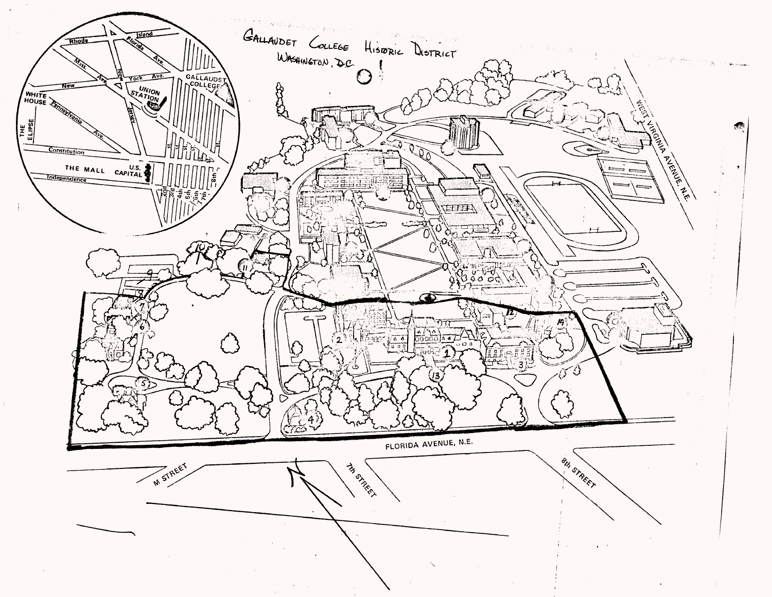Gallaudet College Historic District
Washington, D.C.

Rhode Island
Florida Ave.
Mass. Ave.
New York Ave.
New Jersey
GALLAUDET COLLEGE
UNION STATION
WHITE HOUSE
Pennsylvania Ave.
THE ELIPSE
Constitution
THE MALL
U.S. CAPITAL
Independence
2nd 3rd 4th 5th 6th 7th 8th
St.

WEST VIRGINIA AVENUE, N.E.
FLORIDA AVENUE, N.E.
M STREET
7th STREET
8th STREET

1 2 3 4 5 6 7 8 9 10 11 12 13 14